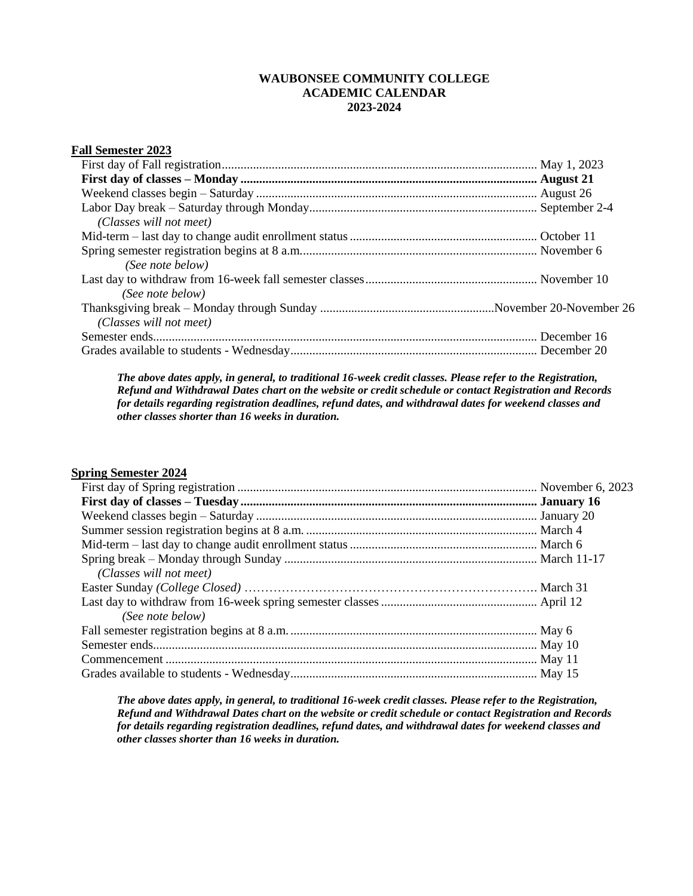# WAUBONSEE COMMUNITY COLLEGE
# ACADEMIC CALENDAR
# 2023-2024

## Fall Semester 2023

| | |
|---|---|
| First day of Fall registration | May 1, 2023 |
| **First day of classes – Monday** | **August 21** |
| Weekend classes begin – Saturday | August 26 |
| Labor Day break – Saturday through Monday<br>*(Classes will not meet)* | September 2-4 |
| Mid-term – last day to change audit enrollment status | October 11 |
| Spring semester registration begins at 8 a.m.<br>*(See note below)* | November 6 |
| Last day to withdraw from 16-week fall semester classes<br>*(See note below)* | November 10 |
| Thanksgiving break – Monday through Sunday<br>*(Classes will not meet)* | November 20-November 26 |
| Semester ends | December 16 |
| Grades available to students - Wednesday | December 20 |

***The above dates apply, in general, to traditional 16-week credit classes. Please refer to the Registration, Refund and Withdrawal Dates chart on the website or credit schedule or contact Registration and Records for details regarding registration deadlines, refund dates, and withdrawal dates for weekend classes and other classes shorter than 16 weeks in duration.***

## Spring Semester 2024

| | |
|---|---|
| First day of Spring registration | November 6, 2023 |
| **First day of classes – Tuesday** | **January 16** |
| Weekend classes begin – Saturday | January 20 |
| Summer session registration begins at 8 a.m. | March 4 |
| Mid-term – last day to change audit enrollment status | March 6 |
| Spring break – Monday through Sunday<br>*(Classes will not meet)* | March 11-17 |
| Easter Sunday *(College Closed)* | March 31 |
| Last day to withdraw from 16-week spring semester classes<br>*(See note below)* | April 12 |
| Fall semester registration begins at 8 a.m. | May 6 |
| Semester ends | May 10 |
| Commencement | May 11 |
| Grades available to students - Wednesday | May 15 |

***The above dates apply, in general, to traditional 16-week credit classes. Please refer to the Registration, Refund and Withdrawal Dates chart on the website or credit schedule or contact Registration and Records for details regarding registration deadlines, refund dates, and withdrawal dates for weekend classes and other classes shorter than 16 weeks in duration.***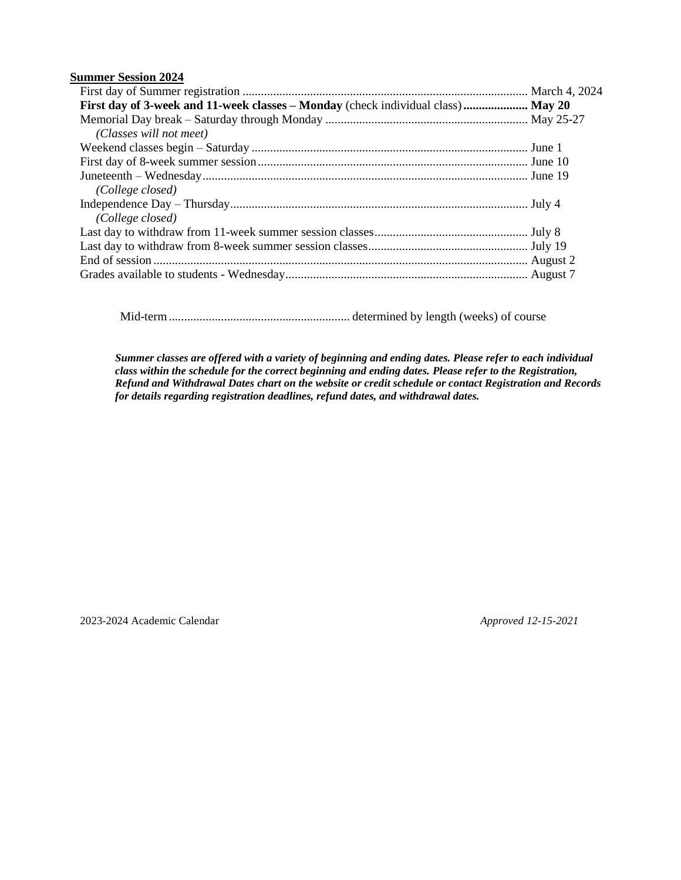**<u>Summer Session 2024</u>**

| | |
|---|---|
| First day of Summer registration | March 4, 2024 |
| **First day of 3-week and 11-week classes – Monday** (check individual class) | **May 20** |
| Memorial Day break – Saturday through Monday *(Classes will not meet)* | May 25-27 |
| Weekend classes begin – Saturday | June 1 |
| First day of 8-week summer session | June 10 |
| Juneteenth – Wednesday *(College closed)* | June 19 |
| Independence Day – Thursday *(College closed)* | July 4 |
| Last day to withdraw from 11-week summer session classes | July 8 |
| Last day to withdraw from 8-week summer session classes | July 19 |
| End of session | August 2 |
| Grades available to students - Wednesday | August 7 |

Mid-term .......... determined by length (weeks) of course

***Summer classes are offered with a variety of beginning and ending dates. Please refer to each individual class within the schedule for the correct beginning and ending dates. Please refer to the Registration, Refund and Withdrawal Dates chart on the website or credit schedule or contact Registration and Records for details regarding registration deadlines, refund dates, and withdrawal dates.***

2023-2024 Academic Calendar *Approved 12-15-2021*